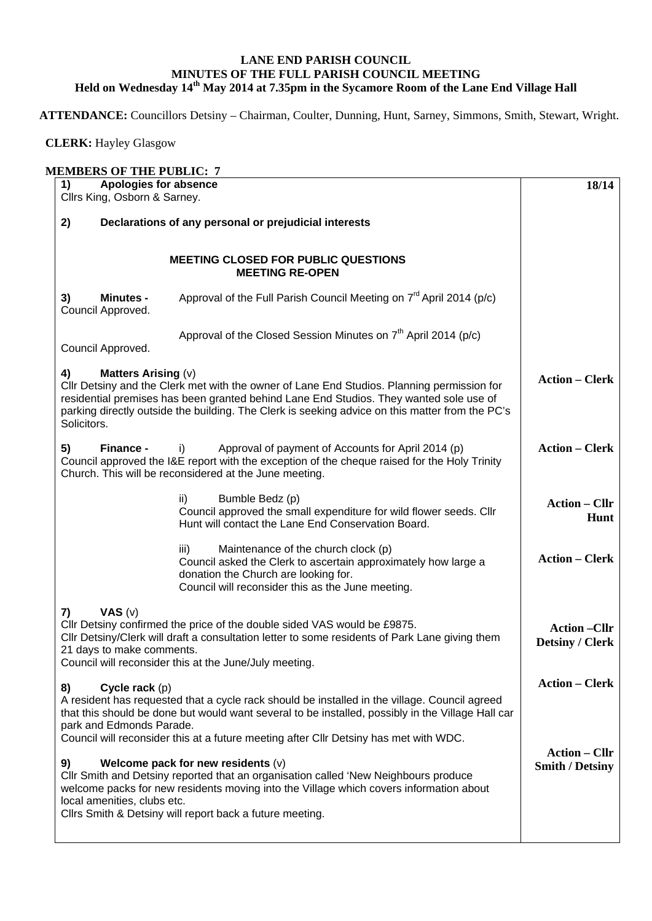# LANE END PARISH COUNCIL
## MINUTES OF THE FULL PARISH COUNCIL MEETING
### Held on Wednesday 14th May 2014 at 7.35pm in the Sycamore Room of the Lane End Village Hall

**ATTENDANCE:** Councillors Detsiny – Chairman, Coulter, Dunning, Hunt, Sarney, Simmons, Smith, Stewart, Wright.

**CLERK:** Hayley Glasgow

**MEMBERS OF THE PUBLIC: 7**

| | |
|---|---|
| **1) Apologies for absence**<br>Cllrs King, Osborn & Sarney. | **18/14** |
| **2) Declarations of any personal or prejudicial interests** | |
| **MEETING CLOSED FOR PUBLIC QUESTIONS**<br>**MEETING RE-OPEN** | |
| **3) Minutes -** Approval of the Full Parish Council Meeting on 7th April 2014 (p/c)<br>Council Approved.<br><br>Approval of the Closed Session Minutes on 7th April 2014 (p/c)<br>Council Approved. | |
| **4) Matters Arising** (v)<br>Cllr Detsiny and the Clerk met with the owner of Lane End Studios. Planning permission for residential premises has been granted behind Lane End Studios. They wanted sole use of parking directly outside the building. The Clerk is seeking advice on this matter from the PC's Solicitors. | **Action – Clerk** |
| **5) Finance -** i) Approval of payment of Accounts for April 2014 (p)<br>Council approved the I&E report with the exception of the cheque raised for the Holy Trinity Church. This will be reconsidered at the June meeting. | **Action – Clerk** |
| ii) Bumble Bedz (p)<br>Council approved the small expenditure for wild flower seeds. Cllr Hunt will contact the Lane End Conservation Board. | **Action – Cllr Hunt** |
| iii) Maintenance of the church clock (p)<br>Council asked the Clerk to ascertain approximately how large a donation the Church are looking for.<br>Council will reconsider this as the June meeting. | **Action – Clerk** |
| **7) VAS** (v)<br>Cllr Detsiny confirmed the price of the double sided VAS would be £9875.<br>Cllr Detsiny/Clerk will draft a consultation letter to some residents of Park Lane giving them 21 days to make comments.<br>Council will reconsider this at the June/July meeting. | **Action –Cllr Detsiny / Clerk** |
| **8) Cycle rack** (p)<br>A resident has requested that a cycle rack should be installed in the village. Council agreed that this should be done but would want several to be installed, possibly in the Village Hall car park and Edmonds Parade.<br>Council will reconsider this at a future meeting after Cllr Detsiny has met with WDC. | **Action – Clerk** |
| **9) Welcome pack for new residents** (v)<br>Cllr Smith and Detsiny reported that an organisation called 'New Neighbours produce welcome packs for new residents moving into the Village which covers information about local amenities, clubs etc.<br>Cllrs Smith & Detsiny will report back a future meeting. | **Action – Cllr Smith / Detsiny** |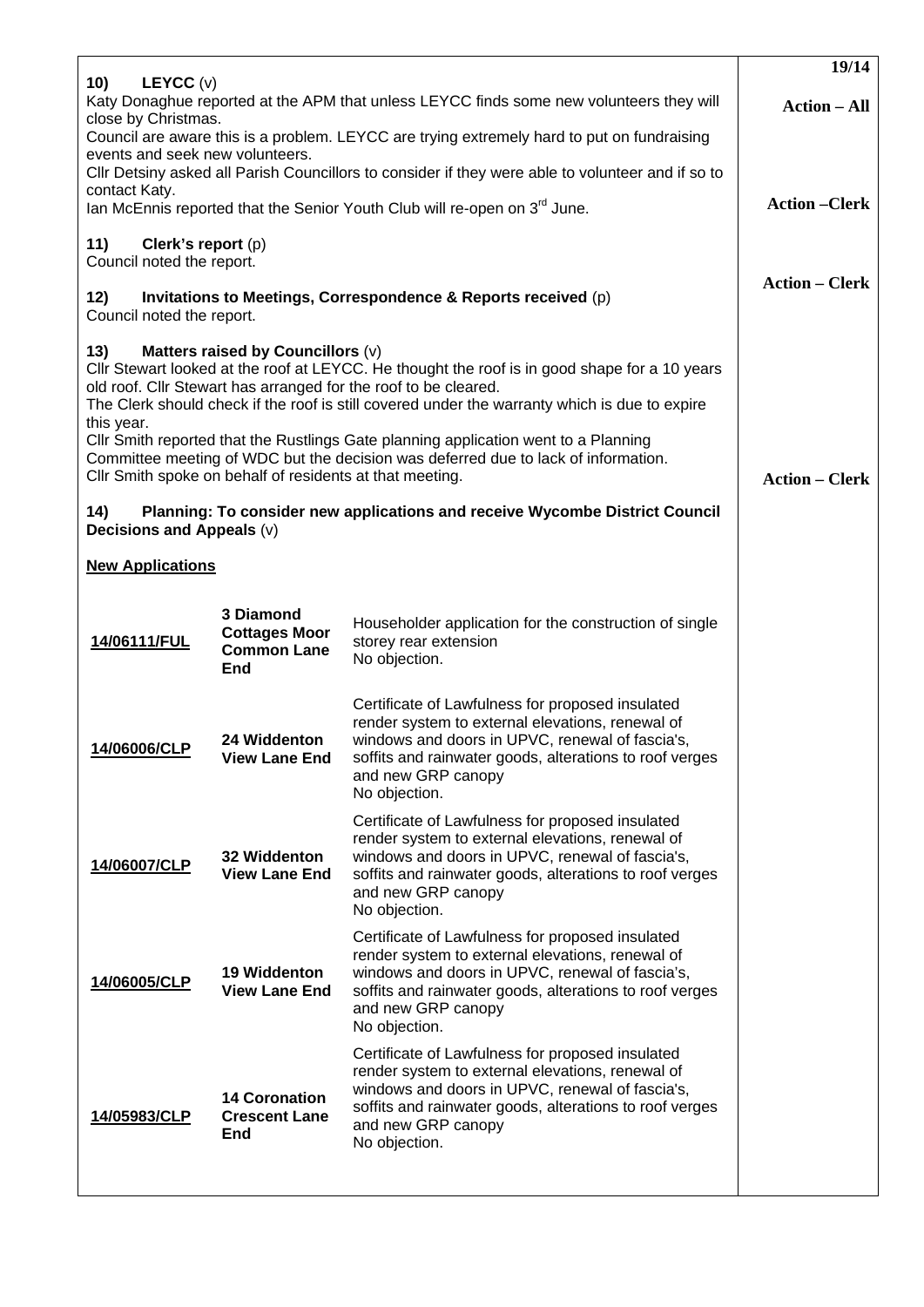19/14

**10) LEYCC** (v)
Katy Donaghue reported at the APM that unless LEYCC finds some new volunteers they will close by Christmas.
Council are aware this is a problem. LEYCC are trying extremely hard to put on fundraising events and seek new volunteers.
Cllr Detsiny asked all Parish Councillors to consider if they were able to volunteer and if so to contact Katy.
Ian McEnnis reported that the Senior Youth Club will re-open on 3rd June.

**Action – All**

**Action –Clerk**

**11) Clerk's report** (p)
Council noted the report.

**Action – Clerk**

**12) Invitations to Meetings, Correspondence & Reports received** (p)
Council noted the report.

**13) Matters raised by Councillors** (v)
Cllr Stewart looked at the roof at LEYCC. He thought the roof is in good shape for a 10 years old roof. Cllr Stewart has arranged for the roof to be cleared.
The Clerk should check if the roof is still covered under the warranty which is due to expire this year.
Cllr Smith reported that the Rustlings Gate planning application went to a Planning Committee meeting of WDC but the decision was deferred due to lack of information.
Cllr Smith spoke on behalf of residents at that meeting.

**Action – Clerk**

**14) Planning: To consider new applications and receive Wycombe District Council Decisions and Appeals** (v)

**New Applications**

| | | |
|---|---|---|
| **14/06111/FUL** | **3 Diamond Cottages Moor Common Lane End** | Householder application for the construction of single storey rear extension<br>No objection. |
| **14/06006/CLP** | **24 Widdenton View Lane End** | Certificate of Lawfulness for proposed insulated render system to external elevations, renewal of windows and doors in UPVC, renewal of fascia's, soffits and rainwater goods, alterations to roof verges and new GRP canopy<br>No objection. |
| **14/06007/CLP** | **32 Widdenton View Lane End** | Certificate of Lawfulness for proposed insulated render system to external elevations, renewal of windows and doors in UPVC, renewal of fascia's, soffits and rainwater goods, alterations to roof verges and new GRP canopy<br>No objection. |
| **14/06005/CLP** | **19 Widdenton View Lane End** | Certificate of Lawfulness for proposed insulated render system to external elevations, renewal of windows and doors in UPVC, renewal of fascia's, soffits and rainwater goods, alterations to roof verges and new GRP canopy<br>No objection. |
| **14/05983/CLP** | **14 Coronation Crescent Lane End** | Certificate of Lawfulness for proposed insulated render system to external elevations, renewal of windows and doors in UPVC, renewal of fascia's, soffits and rainwater goods, alterations to roof verges and new GRP canopy<br>No objection. |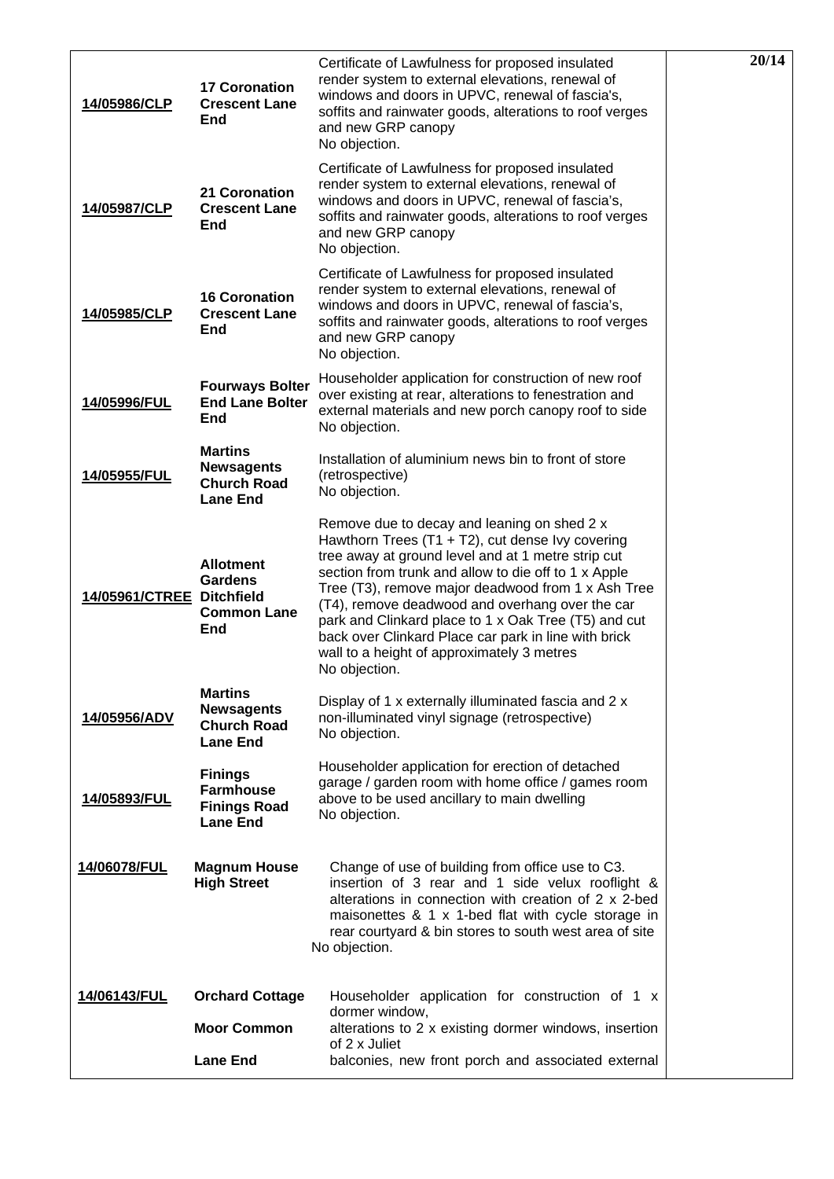| | | | |
|---|---|---|---|
| **14/05986/CLP** | **17 Coronation Crescent Lane End** | Certificate of Lawfulness for proposed insulated render system to external elevations, renewal of windows and doors in UPVC, renewal of fascia's, soffits and rainwater goods, alterations to roof verges and new GRP canopy<br>No objection. | **20/14** |
| **14/05987/CLP** | **21 Coronation Crescent Lane End** | Certificate of Lawfulness for proposed insulated render system to external elevations, renewal of windows and doors in UPVC, renewal of fascia's, soffits and rainwater goods, alterations to roof verges and new GRP canopy<br>No objection. | |
| **14/05985/CLP** | **16 Coronation Crescent Lane End** | Certificate of Lawfulness for proposed insulated render system to external elevations, renewal of windows and doors in UPVC, renewal of fascia's, soffits and rainwater goods, alterations to roof verges and new GRP canopy<br>No objection. | |
| **14/05996/FUL** | **Fourways Bolter End Lane Bolter End** | Householder application for construction of new roof over existing at rear, alterations to fenestration and external materials and new porch canopy roof to side<br>No objection. | |
| **14/05955/FUL** | **Martins Newsagents Church Road Lane End** | Installation of aluminium news bin to front of store (retrospective)<br>No objection. | |
| **14/05961/CTREE** | **Allotment Gardens Ditchfield Common Lane End** | Remove due to decay and leaning on shed 2 x Hawthorn Trees (T1 + T2), cut dense Ivy covering tree away at ground level and at 1 metre strip cut section from trunk and allow to die off to 1 x Apple Tree (T3), remove major deadwood from 1 x Ash Tree (T4), remove deadwood and overhang over the car park and Clinkard place to 1 x Oak Tree (T5) and cut back over Clinkard Place car park in line with brick wall to a height of approximately 3 metres<br>No objection. | |
| **14/05956/ADV** | **Martins Newsagents Church Road Lane End** | Display of 1 x externally illuminated fascia and 2 x non-illuminated vinyl signage (retrospective)<br>No objection. | |
| **14/05893/FUL** | **Finings Farmhouse Finings Road Lane End** | Householder application for erection of detached garage / garden room with home office / games room above to be used ancillary to main dwelling<br>No objection. | |
| **14/06078/FUL** | **Magnum House High Street** | Change of use of building from office use to C3. insertion of 3 rear and 1 side velux rooflight & alterations in connection with creation of 2 x 2-bed maisonettes & 1 x 1-bed flat with cycle storage in rear courtyard & bin stores to south west area of site<br>No objection. | |
| **14/06143/FUL** | **Orchard Cottage Moor Common Lane End** | Householder application for construction of 1 x dormer window, alterations to 2 x existing dormer windows, insertion of 2 x Juliet balconies, new front porch and associated external | |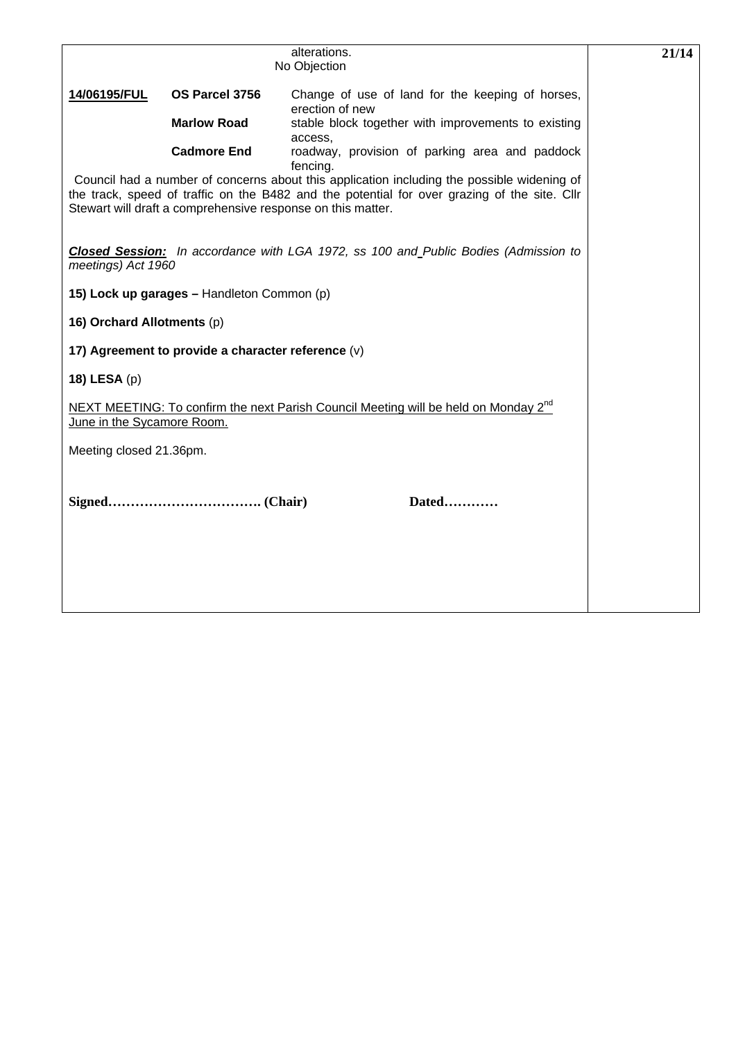alterations.
No Objection

| | | |
|---|---|---|
| **14/06195/FUL** | **OS Parcel 3756** | Change of use of land for the keeping of horses, erection of new |
| | **Marlow Road** | stable block together with improvements to existing access, |
| | **Cadmore End** | roadway, provision of parking area and paddock fencing. |

Council had a number of concerns about this application including the possible widening of the track, speed of traffic on the B482 and the potential for over grazing of the site. Cllr Stewart will draft a comprehensive response on this matter.

***Closed Session:*** *In accordance with LGA 1972, ss 100 and Public Bodies (Admission to meetings) Act 1960*

**15) Lock up garages –** Handleton Common (p)

**16) Orchard Allotments** (p)

**17) Agreement to provide a character reference** (v)

**18) LESA** (p)

NEXT MEETING: To confirm the next Parish Council Meeting will be held on Monday 2nd June in the Sycamore Room.

Meeting closed 21.36pm.

**Signed……………………………. (Chair)** **Dated…………**